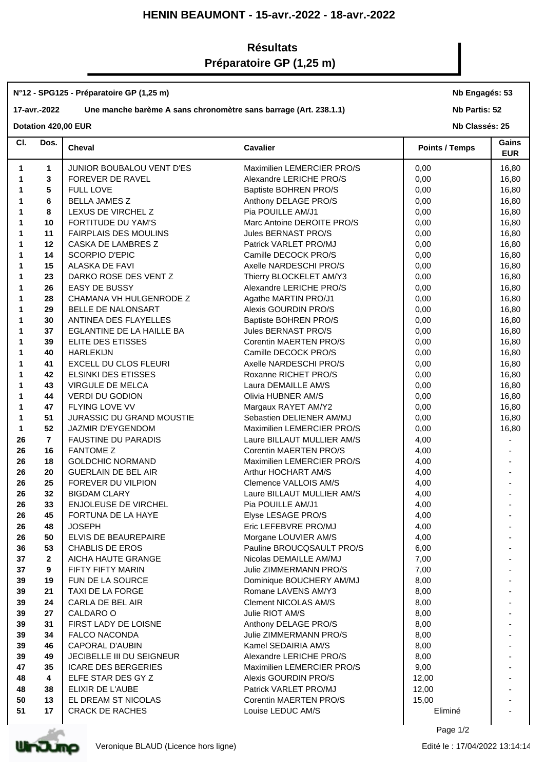# HENIN BEAUMONT - 15-avr.-2022 - 18-avr.-2022

## Résultats
## Préparatoire GP (1,25 m)

**N°12 - SPG125 - Préparatoire GP (1,25 m)** — **Nb Engagés: 53**

**17-avr.-2022** — **Une manche barème A sans chronomètre sans barrage (Art. 238.1.1)** — **Nb Partis: 52**

**Dotation 420,00 EUR** — **Nb Classés: 25**

| Cl. | Dos. | Cheval | Cavalier | Points / Temps | Gains EUR |
|---|---|---|---|---|---|
| 1 | 1 | JUNIOR BOUBALOU VENT D'ES | Maximilien LEMERCIER PRO/S | 0,00 | 16,80 |
| 1 | 3 | FOREVER DE RAVEL | Alexandre LERICHE PRO/S | 0,00 | 16,80 |
| 1 | 5 | FULL LOVE | Baptiste BOHREN PRO/S | 0,00 | 16,80 |
| 1 | 6 | BELLA JAMES Z | Anthony DELAGE PRO/S | 0,00 | 16,80 |
| 1 | 8 | LEXUS DE VIRCHEL Z | Pia POUILLE AM/J1 | 0,00 | 16,80 |
| 1 | 10 | FORTITUDE DU YAM'S | Marc Antoine DEROITE PRO/S | 0,00 | 16,80 |
| 1 | 11 | FAIRPLAIS DES MOULINS | Jules BERNAST PRO/S | 0,00 | 16,80 |
| 1 | 12 | CASKA DE LAMBRES Z | Patrick VARLET PRO/MJ | 0,00 | 16,80 |
| 1 | 14 | SCORPIO D'EPIC | Camille DECOCK PRO/S | 0,00 | 16,80 |
| 1 | 15 | ALASKA DE FAVI | Axelle NARDESCHI PRO/S | 0,00 | 16,80 |
| 1 | 23 | DARKO ROSE DES VENT Z | Thierry BLOCKELET AM/Y3 | 0,00 | 16,80 |
| 1 | 26 | EASY DE BUSSY | Alexandre LERICHE PRO/S | 0,00 | 16,80 |
| 1 | 28 | CHAMANA VH HULGENRODE Z | Agathe MARTIN PRO/J1 | 0,00 | 16,80 |
| 1 | 29 | BELLE DE NALONSART | Alexis GOURDIN PRO/S | 0,00 | 16,80 |
| 1 | 30 | ANTINEA DES FLAYELLES | Baptiste BOHREN PRO/S | 0,00 | 16,80 |
| 1 | 37 | EGLANTINE DE LA HAILLE BA | Jules BERNAST PRO/S | 0,00 | 16,80 |
| 1 | 39 | ELITE DES ETISSES | Corentin MAERTEN PRO/S | 0,00 | 16,80 |
| 1 | 40 | HARLEKIJN | Camille DECOCK PRO/S | 0,00 | 16,80 |
| 1 | 41 | EXCELL DU CLOS FLEURI | Axelle NARDESCHI PRO/S | 0,00 | 16,80 |
| 1 | 42 | ELSINKI DES ETISSES | Roxanne RICHET PRO/S | 0,00 | 16,80 |
| 1 | 43 | VIRGULE DE MELCA | Laura DEMAILLE AM/S | 0,00 | 16,80 |
| 1 | 44 | VERDI DU GODION | Olivia HUBNER AM/S | 0,00 | 16,80 |
| 1 | 47 | FLYING LOVE VV | Margaux RAYET AM/Y2 | 0,00 | 16,80 |
| 1 | 51 | JURASSIC DU GRAND MOUSTIE | Sebastien DELIENER AM/MJ | 0,00 | 16,80 |
| 1 | 52 | JAZMIR D'EYGENDOM | Maximilien LEMERCIER PRO/S | 0,00 | 16,80 |
| 26 | 7 | FAUSTINE DU PARADIS | Laure BILLAUT MULLIER AM/S | 4,00 | - |
| 26 | 16 | FANTOME Z | Corentin MAERTEN PRO/S | 4,00 | - |
| 26 | 18 | GOLDCHIC NORMAND | Maximilien LEMERCIER PRO/S | 4,00 | - |
| 26 | 20 | GUERLAIN DE BEL AIR | Arthur HOCHART AM/S | 4,00 | - |
| 26 | 25 | FOREVER DU VILPION | Clemence VALLOIS AM/S | 4,00 | - |
| 26 | 32 | BIGDAM CLARY | Laure BILLAUT MULLIER AM/S | 4,00 | - |
| 26 | 33 | ENJOLEUSE DE VIRCHEL | Pia POUILLE AM/J1 | 4,00 | - |
| 26 | 45 | FORTUNA DE LA HAYE | Elyse LESAGE PRO/S | 4,00 | - |
| 26 | 48 | JOSEPH | Eric LEFEBVRE PRO/MJ | 4,00 | - |
| 26 | 50 | ELVIS DE BEAUREPAIRE | Morgane LOUVIER AM/S | 4,00 | - |
| 36 | 53 | CHABLIS DE EROS | Pauline BROUCQSAULT PRO/S | 6,00 | - |
| 37 | 2 | AICHA HAUTE GRANGE | Nicolas DEMAILLE AM/MJ | 7,00 | - |
| 37 | 9 | FIFTY FIFTY MARIN | Julie ZIMMERMANN PRO/S | 7,00 | - |
| 39 | 19 | FUN DE LA SOURCE | Dominique BOUCHERY AM/MJ | 8,00 | - |
| 39 | 21 | TAXI DE LA FORGE | Romane LAVENS AM/Y3 | 8,00 | - |
| 39 | 24 | CARLA DE BEL AIR | Clement NICOLAS AM/S | 8,00 | - |
| 39 | 27 | CALDARO O | Julie RIOT AM/S | 8,00 | - |
| 39 | 31 | FIRST LADY DE LOISNE | Anthony DELAGE PRO/S | 8,00 | - |
| 39 | 34 | FALCO NACONDA | Julie ZIMMERMANN PRO/S | 8,00 | - |
| 39 | 46 | CAPORAL D'AUBIN | Kamel SEDAIRIA AM/S | 8,00 | - |
| 39 | 49 | JECIBELLE III DU SEIGNEUR | Alexandre LERICHE PRO/S | 8,00 | - |
| 47 | 35 | ICARE DES BERGERIES | Maximilien LEMERCIER PRO/S | 9,00 | - |
| 48 | 4 | ELFE STAR DES GY Z | Alexis GOURDIN PRO/S | 12,00 | - |
| 48 | 38 | ELIXIR DE L'AUBE | Patrick VARLET PRO/MJ | 12,00 | - |
| 50 | 13 | EL DREAM ST NICOLAS | Corentin MAERTEN PRO/S | 15,00 | - |
| 51 | 17 | CRACK DE RACHES | Louise LEDUC AM/S | Eliminé | - |

Veronique BLAUD (Licence hors ligne) — Edité le : 17/04/2022 13:14:14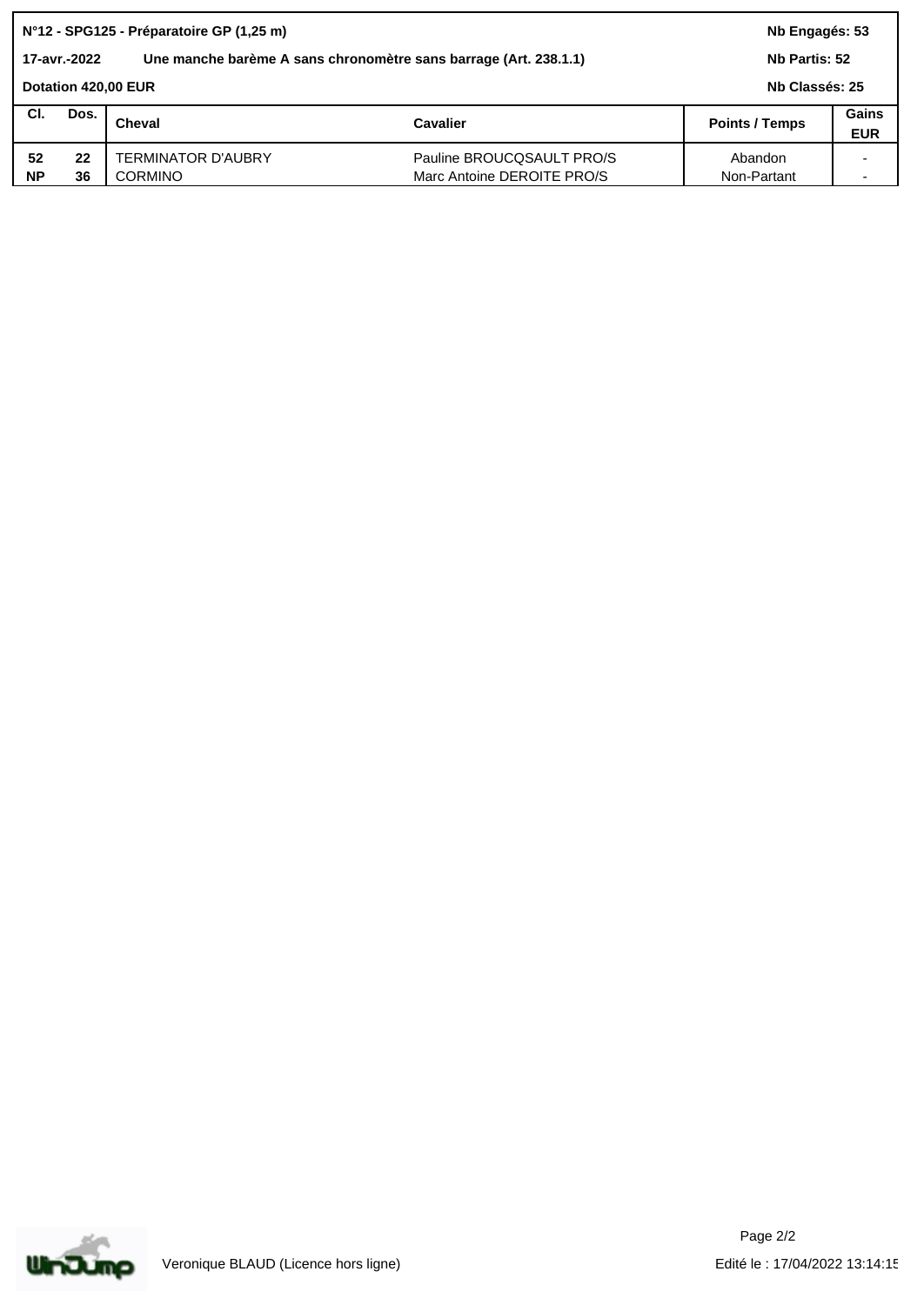**N°12 - SPG125 - Préparatoire GP (1,25 m)** **Nb Engagés: 53**

**17-avr.-2022** **Une manche barème A sans chronomètre sans barrage (Art. 238.1.1)** **Nb Partis: 52**

**Dotation 420,00 EUR** **Nb Classés: 25**

| Cl. | Dos. | Cheval | Cavalier | Points / Temps | Gains EUR |
|---|---|---|---|---|---|
| **52** | **22** | TERMINATOR D'AUBRY | Pauline BROUCQSAULT PRO/S | Abandon | - |
| **NP** | **36** | CORMINO | Marc Antoine DEROITE PRO/S | Non-Partant | - |

Veronique BLAUD (Licence hors ligne)

Edité le : 17/04/2022 13:14:15